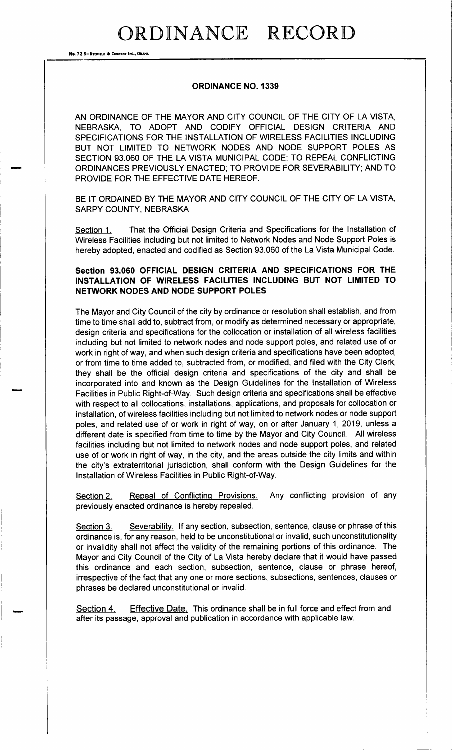# ORDINANCE RECORD

## ORDINANCE NO. 1339

AN ORDINANCE OF THE MAYOR AND CITY COUNCIL OF THE CITY OF LA VISTA, NEBRASKA, TO ADOPT AND CODIFY OFFICIAL DESIGN CRITERIA AND SPECIFICATIONS FOR THE INSTALLATION OF WIRELESS FACILITIES INCLUDING BUT NOT LIMITED TO NETWORK NODES AND NODE SUPPORT POLES AS SECTION 93.060 OF THE LA VISTA MUNICIPAL CODE; TO REPEAL CONFLICTING ORDINANCES PREVIOUSLY ENACTED; TO PROVIDE FOR SEVERABILITY; AND TO PROVIDE FOR THE EFFECTIVE DATE HEREOF.

BE IT ORDAINED BY THE MAYOR AND CITY COUNCIL OF THE CITY OF LA VISTA, SARPY COUNTY, NEBRASKA

Section 1. That the Official Design Criteria and Specifications for the Installation of Wireless Facilities including but not limited to Network Nodes and Node Support Poles is hereby adopted, enacted and codified as Section 93.060 of the La Vista Municipal Code.

**Section 93.060 OFFICIAL DESIGN CRITERIA AND SPECIFICATIONS FOR THE INSTALLATION OF WIRELESS FACILITIES INCLUDING BUT NOT LIMITED TO NETWORK NODES AND NODE SUPPORT POLES**

The Mayor and City Council of the city by ordinance or resolution shall establish, and from time to time shall add to, subtract from, or modify as determined necessary or appropriate, design criteria and specifications for the collocation or installation of all wireless facilities including but not limited to network nodes and node support poles, and related use of or work in right of way, and when such design criteria and specifications have been adopted, or from time to time added to, subtracted from, or modified, and filed with the City Clerk, they shall be the official design criteria and specifications of the city and shall be incorporated into and known as the Design Guidelines for the Installation of Wireless Facilities in Public Right-of-Way. Such design criteria and specifications shall be effective with respect to all collocations, installations, applications, and proposals for collocation or installation, of wireless facilities including but not limited to network nodes or node support poles, and related use of or work in right of way, on or after January 1, 2019, unless a different date is specified from time to time by the Mayor and City Council. All wireless facilities including but not limited to network nodes and node support poles, and related use of or work in right of way, in the city, and the areas outside the city limits and within the city's extraterritorial jurisdiction, shall conform with the Design Guidelines for the Installation of Wireless Facilities in Public Right-of-Way.

Section 2. Repeal of Conflicting Provisions. Any conflicting provision of any previously enacted ordinance is hereby repealed.

Section 3. Severability. If any section, subsection, sentence, clause or phrase of this ordinance is, for any reason, held to be unconstitutional or invalid, such unconstitutionality or invalidity shall not affect the validity of the remaining portions of this ordinance. The Mayor and City Council of the City of La Vista hereby declare that it would have passed this ordinance and each section, subsection, sentence, clause or phrase hereof, irrespective of the fact that any one or more sections, subsections, sentences, clauses or phrases be declared unconstitutional or invalid.

Section 4. Effective Date. This ordinance shall be in full force and effect from and after its passage, approval and publication in accordance with applicable law.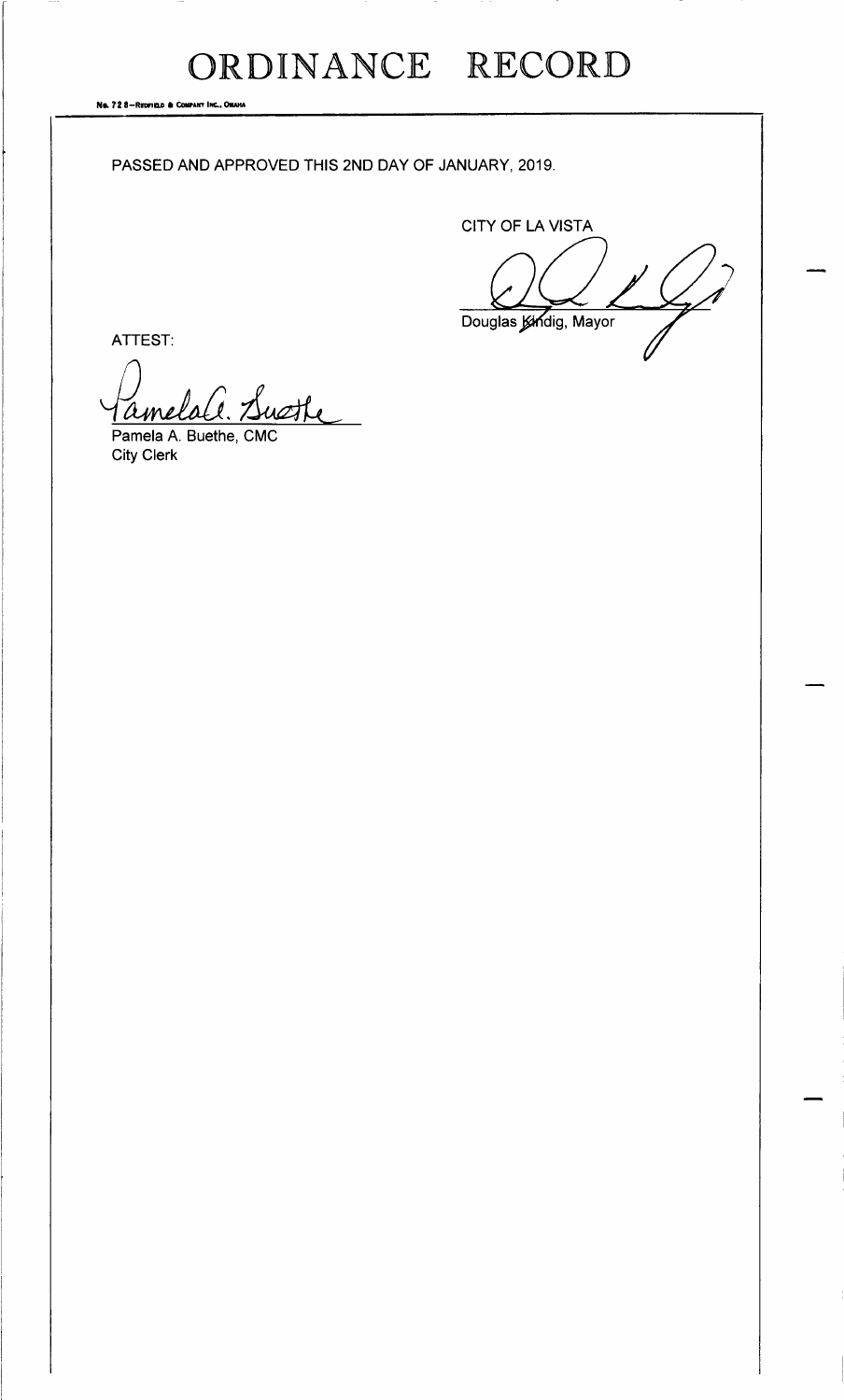# ORDINANCE RECORD

No. 72 8—REDFIELD & COMPANY INC., OMAHA

PASSED AND APPROVED THIS 2ND DAY OF JANUARY, 2019.

CITY OF LA VISTA

Douglas Kindig, Mayor

ATTEST:

Pamela A. Buethe, CMC
City Clerk